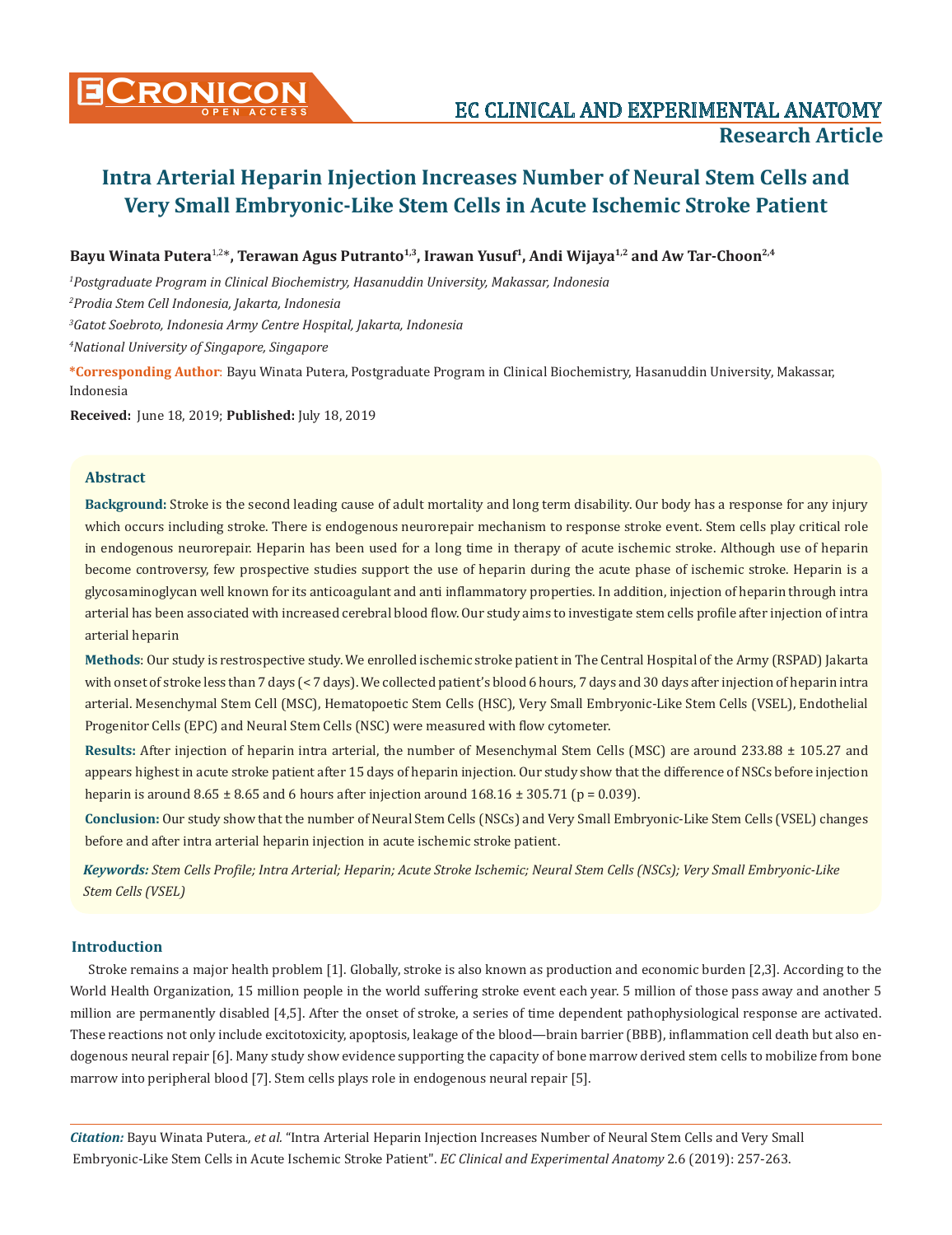# Intra Arterial Heparin Injection Increases Number of Neural Stem Cells and Very Small Embryonic-Like Stem Cells in Acute Ischemic Stroke Patient

**Bayu Winata Putera[1,2]\*, Terawan Agus Putranto[1,3], Irawan Yusuf[1], Andi Wijaya[1,2] and Aw Tar-Choon[2,4]**

[1]*Postgraduate Program in Clinical Biochemistry, Hasanuddin University, Makassar, Indonesia*

[2]*Prodia Stem Cell Indonesia, Jakarta, Indonesia*

[3]*Gatot Soebroto, Indonesia Army Centre Hospital, Jakarta, Indonesia*

[4]*National University of Singapore, Singapore*

**\*Corresponding Author:** Bayu Winata Putera, Postgraduate Program in Clinical Biochemistry, Hasanuddin University, Makassar, Indonesia

**Received:** June 18, 2019; **Published:** July 18, 2019

## Abstract

**Background:** Stroke is the second leading cause of adult mortality and long term disability. Our body has a response for any injury which occurs including stroke. There is endogenous neurorepair mechanism to response stroke event. Stem cells play critical role in endogenous neurorepair. Heparin has been used for a long time in therapy of acute ischemic stroke. Although use of heparin become controversy, few prospective studies support the use of heparin during the acute phase of ischemic stroke. Heparin is a glycosaminoglycan well known for its anticoagulant and anti inflammatory properties. In addition, injection of heparin through intra arterial has been associated with increased cerebral blood flow. Our study aims to investigate stem cells profile after injection of intra arterial heparin

**Methods**: Our study is restrospective study. We enrolled ischemic stroke patient in The Central Hospital of the Army (RSPAD) Jakarta with onset of stroke less than 7 days (< 7 days). We collected patient's blood 6 hours, 7 days and 30 days after injection of heparin intra arterial. Mesenchymal Stem Cell (MSC), Hematopoetic Stem Cells (HSC), Very Small Embryonic-Like Stem Cells (VSEL), Endothelial Progenitor Cells (EPC) and Neural Stem Cells (NSC) were measured with flow cytometer.

**Results:** After injection of heparin intra arterial, the number of Mesenchymal Stem Cells (MSC) are around 233.88 ± 105.27 and appears highest in acute stroke patient after 15 days of heparin injection. Our study show that the difference of NSCs before injection heparin is around 8.65 ± 8.65 and 6 hours after injection around 168.16 ± 305.71 ($p = 0.039$).

**Conclusion:** Our study show that the number of Neural Stem Cells (NSCs) and Very Small Embryonic-Like Stem Cells (VSEL) changes before and after intra arterial heparin injection in acute ischemic stroke patient.

***Keywords:*** *Stem Cells Profile; Intra Arterial; Heparin; Acute Stroke Ischemic; Neural Stem Cells (NSCs); Very Small Embryonic-Like Stem Cells (VSEL)*

## Introduction

Stroke remains a major health problem [1]. Globally, stroke is also known as production and economic burden [2,3]. According to the World Health Organization, 15 million people in the world suffering stroke event each year. 5 million of those pass away and another 5 million are permanently disabled [4,5]. After the onset of stroke, a series of time dependent pathophysiological response are activated. These reactions not only include excitotoxicity, apoptosis, leakage of the blood—brain barrier (BBB), inflammation cell death but also endogenous neural repair [6]. Many study show evidence supporting the capacity of bone marrow derived stem cells to mobilize from bone marrow into peripheral blood [7]. Stem cells plays role in endogenous neural repair [5].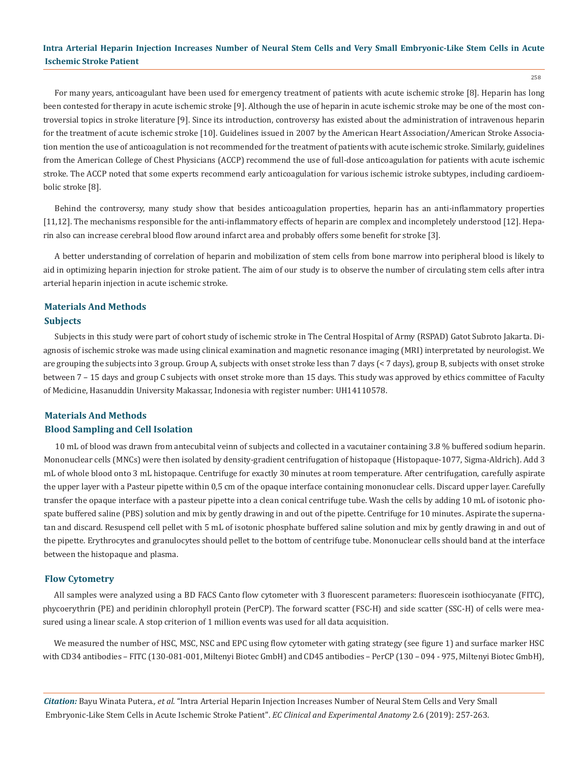For many years, anticoagulant have been used for emergency treatment of patients with acute ischemic stroke [8]. Heparin has long been contested for therapy in acute ischemic stroke [9]. Although the use of heparin in acute ischemic stroke may be one of the most controversial topics in stroke literature [9]. Since its introduction, controversy has existed about the administration of intravenous heparin for the treatment of acute ischemic stroke [10]. Guidelines issued in 2007 by the American Heart Association/American Stroke Association mention the use of anticoagulation is not recommended for the treatment of patients with acute ischemic stroke. Similarly, guidelines from the American College of Chest Physicians (ACCP) recommend the use of full-dose anticoagulation for patients with acute ischemic stroke. The ACCP noted that some experts recommend early anticoagulation for various ischemic istroke subtypes, including cardioembolic stroke [8].

Behind the controversy, many study show that besides anticoagulation properties, heparin has an anti-inflammatory properties [11,12]. The mechanisms responsible for the anti-inflammatory effects of heparin are complex and incompletely understood [12]. Heparin also can increase cerebral blood flow around infarct area and probably offers some benefit for stroke [3].

A better understanding of correlation of heparin and mobilization of stem cells from bone marrow into peripheral blood is likely to aid in optimizing heparin injection for stroke patient. The aim of our study is to observe the number of circulating stem cells after intra arterial heparin injection in acute ischemic stroke.

## Materials And Methods

### Subjects

Subjects in this study were part of cohort study of ischemic stroke in The Central Hospital of Army (RSPAD) Gatot Subroto Jakarta. Diagnosis of ischemic stroke was made using clinical examination and magnetic resonance imaging (MRI) interpretated by neurologist. We are grouping the subjects into 3 group. Group A, subjects with onset stroke less than 7 days (< 7 days), group B, subjects with onset stroke between 7 – 15 days and group C subjects with onset stroke more than 15 days. This study was approved by ethics committee of Faculty of Medicine, Hasanuddin University Makassar, Indonesia with register number: UH14110578.

## Materials And Methods

### Blood Sampling and Cell Isolation

10 mL of blood was drawn from antecubital veinn of subjects and collected in a vacutainer containing 3.8 % buffered sodium heparin. Mononuclear cells (MNCs) were then isolated by density-gradient centrifugation of histopaque (Histopaque-1077, Sigma-Aldrich). Add 3 mL of whole blood onto 3 mL histopaque. Centrifuge for exactly 30 minutes at room temperature. After centrifugation, carefully aspirate the upper layer with a Pasteur pipette within 0,5 cm of the opaque interface containing mononuclear cells. Discard upper layer. Carefully transfer the opaque interface with a pasteur pipette into a clean conical centrifuge tube. Wash the cells by adding 10 mL of isotonic phospate buffered saline (PBS) solution and mix by gently drawing in and out of the pipette. Centrifuge for 10 minutes. Aspirate the supernatan and discard. Resuspend cell pellet with 5 mL of isotonic phosphate buffered saline solution and mix by gently drawing in and out of the pipette. Erythrocytes and granulocytes should pellet to the bottom of centrifuge tube. Mononuclear cells should band at the interface between the histopaque and plasma.

### Flow Cytometry

All samples were analyzed using a BD FACS Canto flow cytometer with 3 fluorescent parameters: fluorescein isothiocyanate (FITC), phycoerythrin (PE) and peridinin chlorophyll protein (PerCP). The forward scatter (FSC-H) and side scatter (SSC-H) of cells were measured using a linear scale. A stop criterion of 1 million events was used for all data acquisition.

We measured the number of HSC, MSC, NSC and EPC using flow cytometer with gating strategy (see figure 1) and surface marker HSC with CD34 antibodies – FITC (130-081-001, Miltenyi Biotec GmbH) and CD45 antibodies – PerCP (130 – 094 - 975, Miltenyi Biotec GmbH),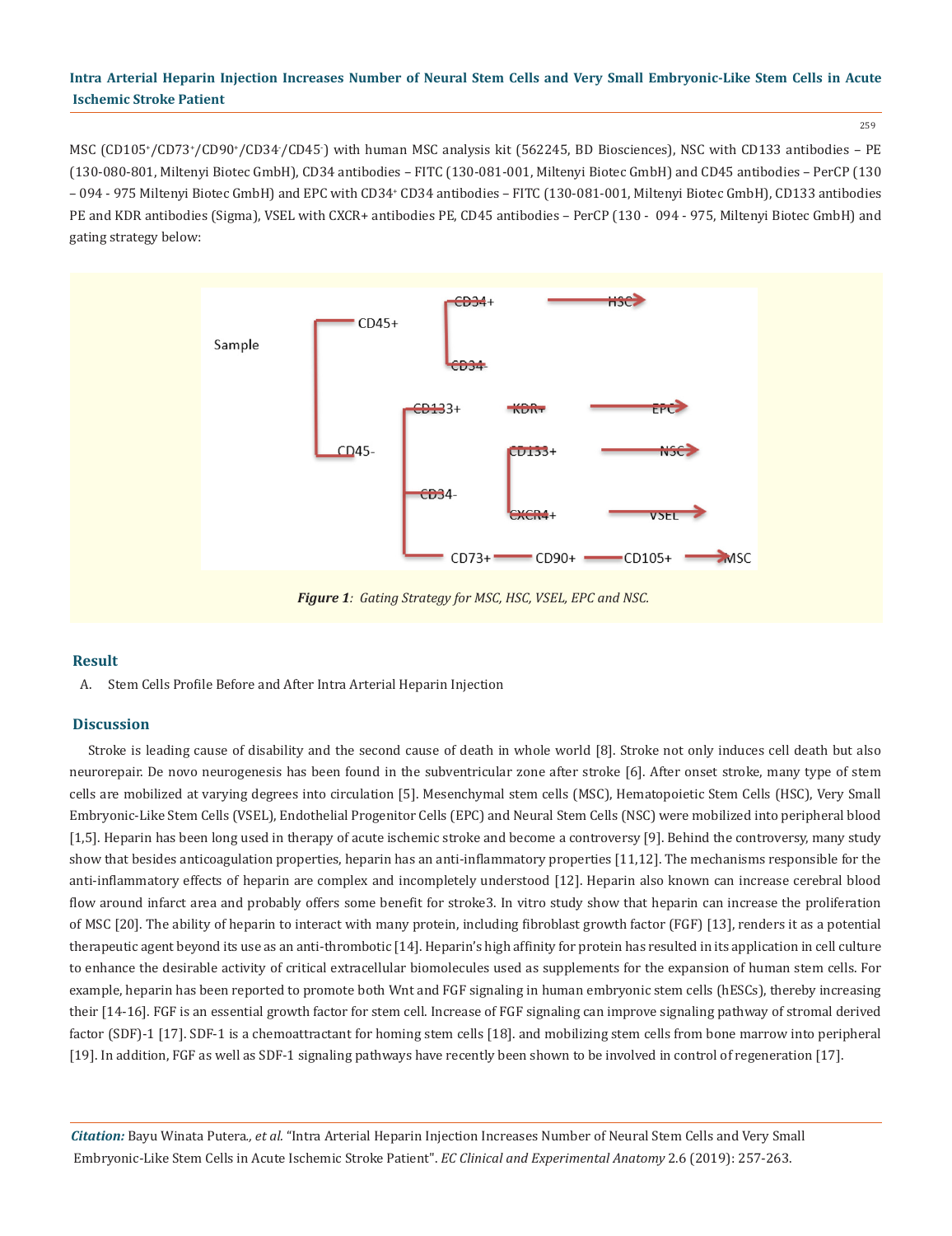MSC ($CD105^+$/$CD73^+$/$CD90^+$/$CD34^-$/$CD45^-$) with human MSC analysis kit (562245, BD Biosciences), NSC with CD133 antibodies – PE (130-080-801, Miltenyi Biotec GmbH), CD34 antibodies – FITC (130-081-001, Miltenyi Biotec GmbH) and CD45 antibodies – PerCP (130 – 094 - 975 Miltenyi Biotec GmbH) and EPC with $CD34^+$ CD34 antibodies – FITC (130-081-001, Miltenyi Biotec GmbH), CD133 antibodies PE and KDR antibodies (Sigma), VSEL with CXCR+ antibodies PE, CD45 antibodies – PerCP (130 - 094 - 975, Miltenyi Biotec GmbH) and gating strategy below:

Sample → CD45+ → CD34+ → HSC; CD34-

Sample → CD45- → CD133+ → KDR+ → EPC

CD45- → CD34- → CD133+ → NSC; CXCR4+ → VSEL

CD45- → CD73+ → CD90+ → CD105+ → MSC

***Figure 1**: Gating Strategy for MSC, HSC, VSEL, EPC and NSC.*

## Result

A. Stem Cells Profile Before and After Intra Arterial Heparin Injection

## Discussion

Stroke is leading cause of disability and the second cause of death in whole world [8]. Stroke not only induces cell death but also neurorepair. De novo neurogenesis has been found in the subventricular zone after stroke [6]. After onset stroke, many type of stem cells are mobilized at varying degrees into circulation [5]. Mesenchymal stem cells (MSC), Hematopoietic Stem Cells (HSC), Very Small Embryonic-Like Stem Cells (VSEL), Endothelial Progenitor Cells (EPC) and Neural Stem Cells (NSC) were mobilized into peripheral blood [1,5]. Heparin has been long used in therapy of acute ischemic stroke and become a controversy [9]. Behind the controversy, many study show that besides anticoagulation properties, heparin has an anti-inflammatory properties [11,12]. The mechanisms responsible for the anti-inflammatory effects of heparin are complex and incompletely understood [12]. Heparin also known can increase cerebral blood flow around infarct area and probably offers some benefit for stroke3. In vitro study show that heparin can increase the proliferation of MSC [20]. The ability of heparin to interact with many protein, including fibroblast growth factor (FGF) [13], renders it as a potential therapeutic agent beyond its use as an anti-thrombotic [14]. Heparin's high affinity for protein has resulted in its application in cell culture to enhance the desirable activity of critical extracellular biomolecules used as supplements for the expansion of human stem cells. For example, heparin has been reported to promote both Wnt and FGF signaling in human embryonic stem cells (hESCs), thereby increasing their [14-16]. FGF is an essential growth factor for stem cell. Increase of FGF signaling can improve signaling pathway of stromal derived factor (SDF)-1 [17]. SDF-1 is a chemoattractant for homing stem cells [18]. and mobilizing stem cells from bone marrow into peripheral [19]. In addition, FGF as well as SDF-1 signaling pathways have recently been shown to be involved in control of regeneration [17].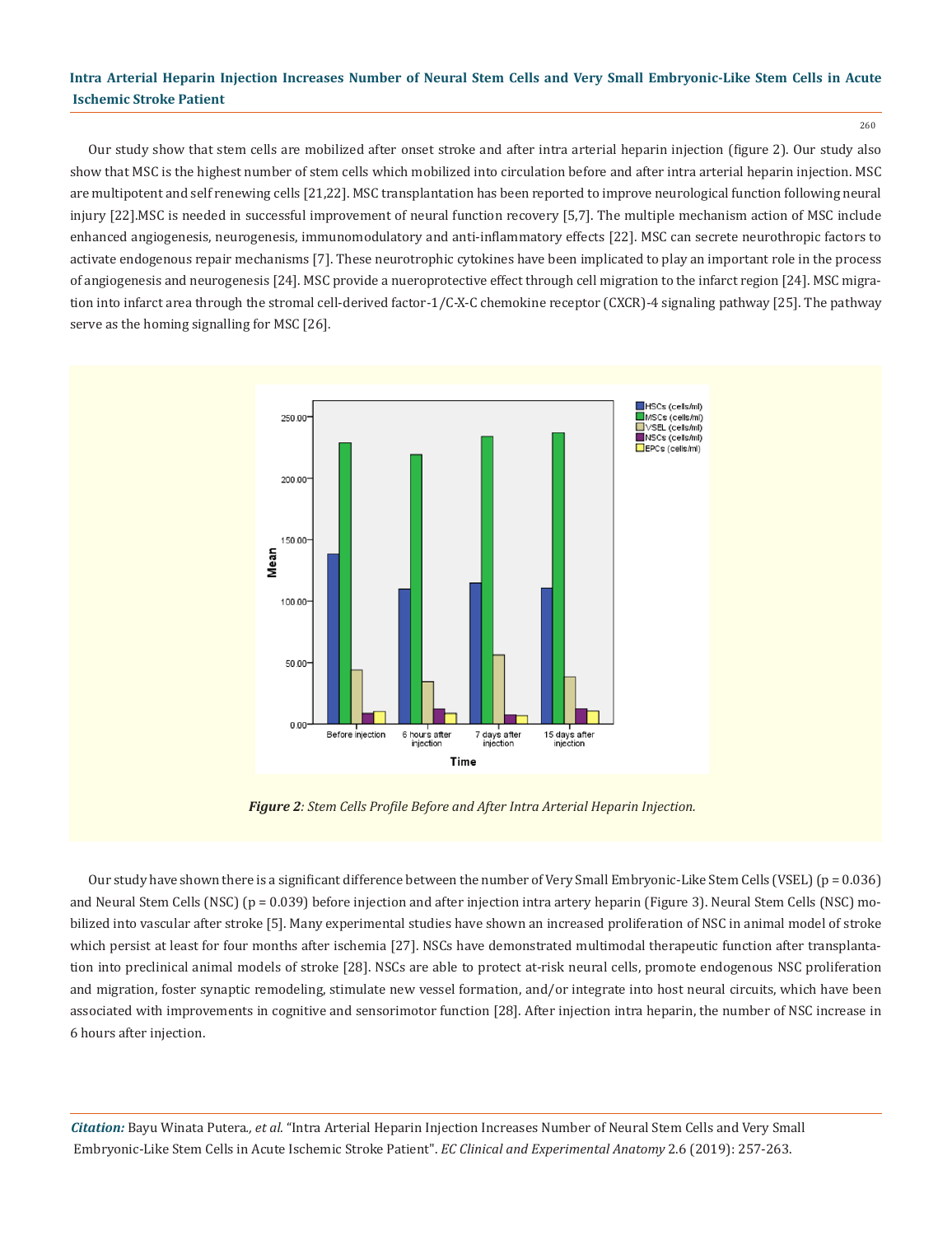Our study show that stem cells are mobilized after onset stroke and after intra arterial heparin injection (figure 2). Our study also show that MSC is the highest number of stem cells which mobilized into circulation before and after intra arterial heparin injection. MSC are multipotent and self renewing cells [21,22]. MSC transplantation has been reported to improve neurological function following neural injury [22].MSC is needed in successful improvement of neural function recovery [5,7]. The multiple mechanism action of MSC include enhanced angiogenesis, neurogenesis, immunomodulatory and anti-inflammatory effects [22]. MSC can secrete neurothropic factors to activate endogenous repair mechanisms [7]. These neurotrophic cytokines have been implicated to play an important role in the process of angiogenesis and neurogenesis [24]. MSC provide a nueroprotective effect through cell migration to the infarct region [24]. MSC migration into infarct area through the stromal cell-derived factor-1/C-X-C chemokine receptor (CXCR)-4 signaling pathway [25]. The pathway serve as the homing signalling for MSC [26].

***Figure 2****: Stem Cells Profile Before and After Intra Arterial Heparin Injection.*

Our study have shown there is a significant difference between the number of Very Small Embryonic-Like Stem Cells (VSEL) ($p = 0.036$) and Neural Stem Cells (NSC) ($p = 0.039$) before injection and after injection intra artery heparin (Figure 3). Neural Stem Cells (NSC) mobilized into vascular after stroke [5]. Many experimental studies have shown an increased proliferation of NSC in animal model of stroke which persist at least for four months after ischemia [27]. NSCs have demonstrated multimodal therapeutic function after transplantation into preclinical animal models of stroke [28]. NSCs are able to protect at-risk neural cells, promote endogenous NSC proliferation and migration, foster synaptic remodeling, stimulate new vessel formation, and/or integrate into host neural circuits, which have been associated with improvements in cognitive and sensorimotor function [28]. After injection intra heparin, the number of NSC increase in 6 hours after injection.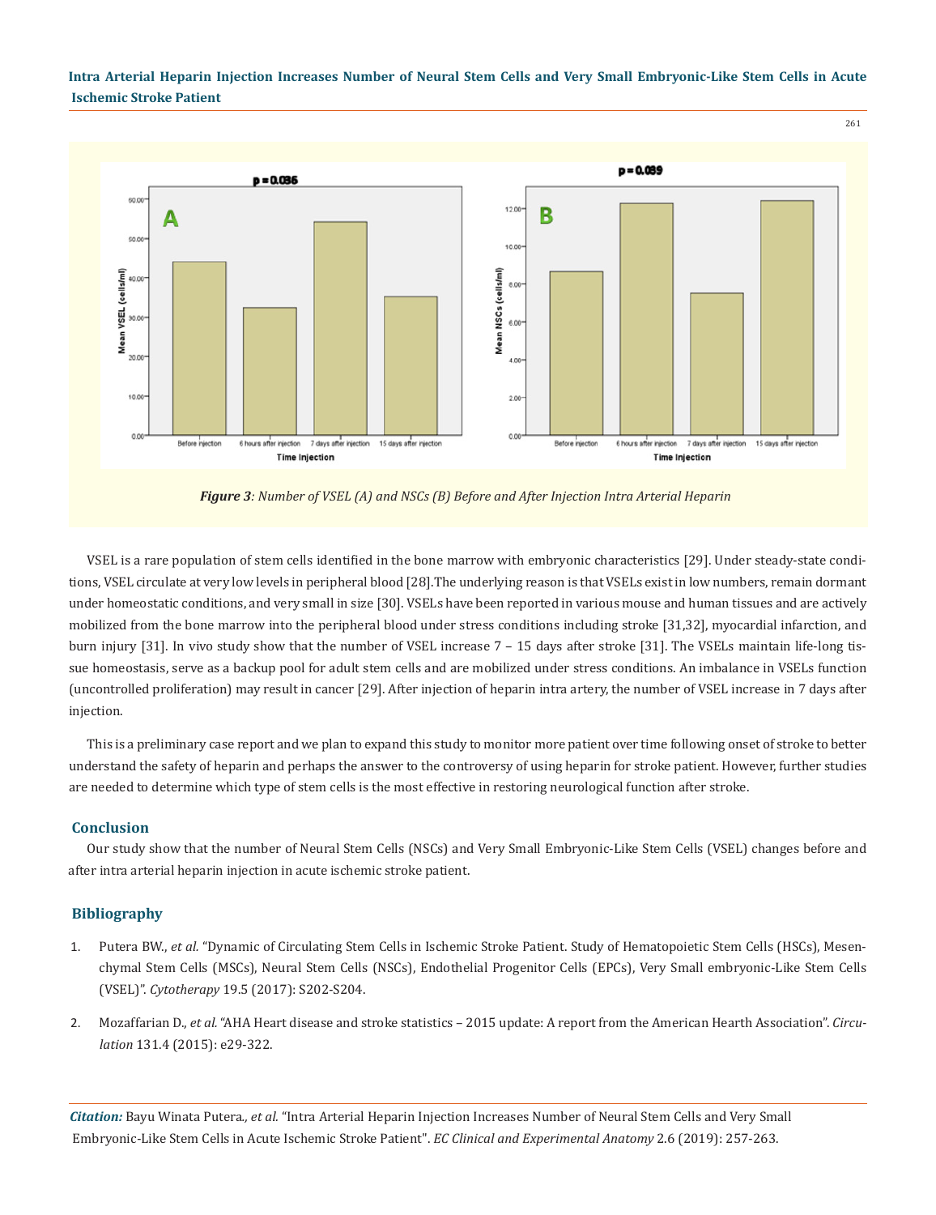*Figure 3: Number of VSEL (A) and NSCs (B) Before and After Injection Intra Arterial Heparin*

VSEL is a rare population of stem cells identified in the bone marrow with embryonic characteristics [29]. Under steady-state conditions, VSEL circulate at very low levels in peripheral blood [28].The underlying reason is that VSELs exist in low numbers, remain dormant under homeostatic conditions, and very small in size [30]. VSELs have been reported in various mouse and human tissues and are actively mobilized from the bone marrow into the peripheral blood under stress conditions including stroke [31,32], myocardial infarction, and burn injury [31]. In vivo study show that the number of VSEL increase 7 – 15 days after stroke [31]. The VSELs maintain life-long tissue homeostasis, serve as a backup pool for adult stem cells and are mobilized under stress conditions. An imbalance in VSELs function (uncontrolled proliferation) may result in cancer [29]. After injection of heparin intra artery, the number of VSEL increase in 7 days after injection.

This is a preliminary case report and we plan to expand this study to monitor more patient over time following onset of stroke to better understand the safety of heparin and perhaps the answer to the controversy of using heparin for stroke patient. However, further studies are needed to determine which type of stem cells is the most effective in restoring neurological function after stroke.

## Conclusion

Our study show that the number of Neural Stem Cells (NSCs) and Very Small Embryonic-Like Stem Cells (VSEL) changes before and after intra arterial heparin injection in acute ischemic stroke patient.

## Bibliography

1. Putera BW., *et al.* "Dynamic of Circulating Stem Cells in Ischemic Stroke Patient. Study of Hematopoietic Stem Cells (HSCs), Mesenchymal Stem Cells (MSCs), Neural Stem Cells (NSCs), Endothelial Progenitor Cells (EPCs), Very Small embryonic-Like Stem Cells (VSEL)". *Cytotherapy* 19.5 (2017): S202-S204.
2. Mozaffarian D., *et al.* "AHA Heart disease and stroke statistics – 2015 update: A report from the American Hearth Association". *Circulation* 131.4 (2015): e29-322.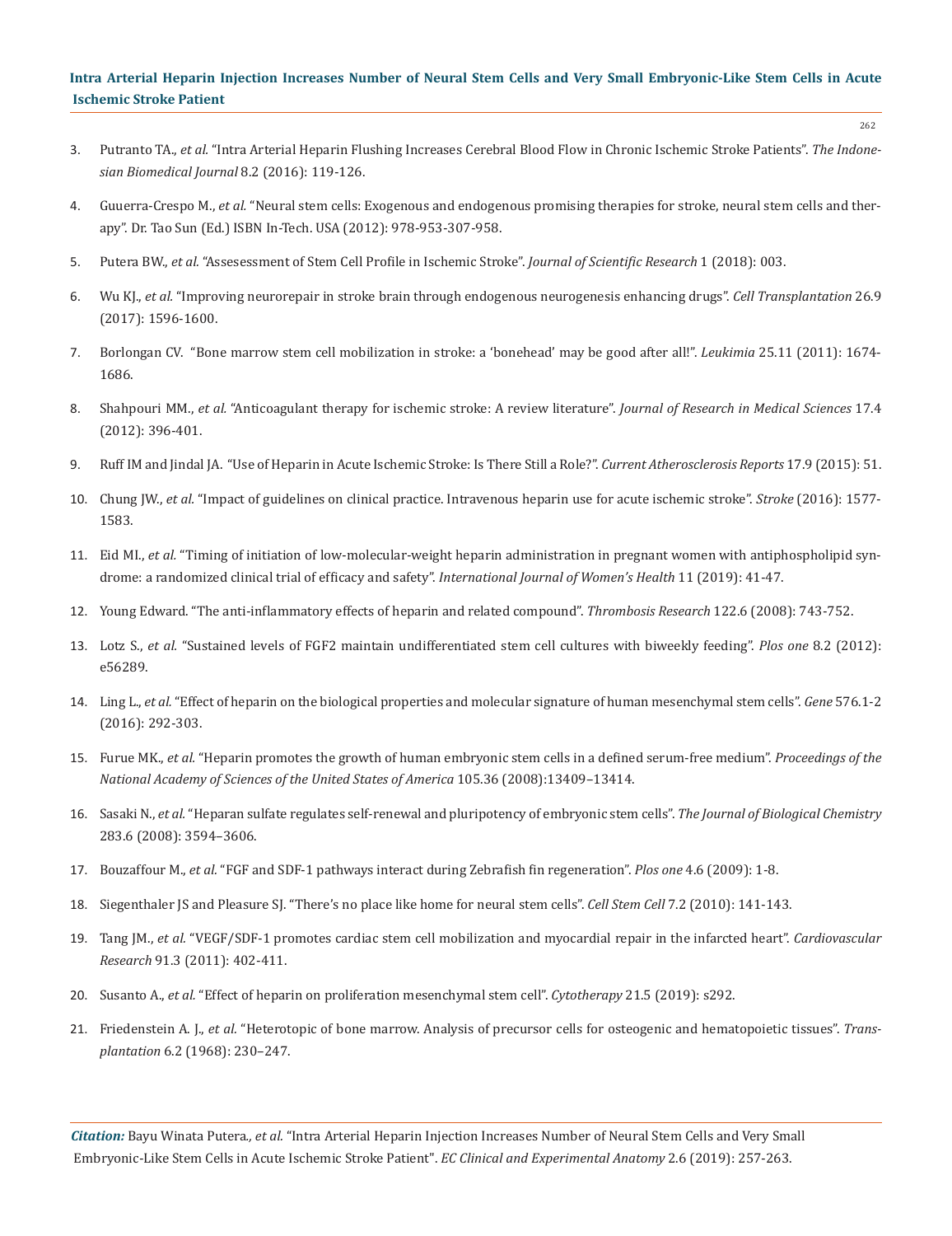3. Putranto TA., *et al.* "Intra Arterial Heparin Flushing Increases Cerebral Blood Flow in Chronic Ischemic Stroke Patients". *The Indonesian Biomedical Journal* 8.2 (2016): 119-126.
4. Guuerra-Crespo M., *et al.* "Neural stem cells: Exogenous and endogenous promising therapies for stroke, neural stem cells and therapy". Dr. Tao Sun (Ed.) ISBN In-Tech. USA (2012): 978-953-307-958.
5. Putera BW., *et al.* "Assesessment of Stem Cell Profile in Ischemic Stroke". *Journal of Scientific Research* 1 (2018): 003.
6. Wu KJ., *et al.* "Improving neurorepair in stroke brain through endogenous neurogenesis enhancing drugs". *Cell Transplantation* 26.9 (2017): 1596-1600.
7. Borlongan CV. "Bone marrow stem cell mobilization in stroke: a 'bonehead' may be good after all!". *Leukimia* 25.11 (2011): 1674-1686.
8. Shahpouri MM., *et al.* "Anticoagulant therapy for ischemic stroke: A review literature". *Journal of Research in Medical Sciences* 17.4 (2012): 396-401.
9. Ruff IM and Jindal JA. "Use of Heparin in Acute Ischemic Stroke: Is There Still a Role?". *Current Atherosclerosis Reports* 17.9 (2015): 51.
10. Chung JW., *et al.* "Impact of guidelines on clinical practice. Intravenous heparin use for acute ischemic stroke". *Stroke* (2016): 1577-1583.
11. Eid MI., *et al.* "Timing of initiation of low-molecular-weight heparin administration in pregnant women with antiphospholipid syndrome: a randomized clinical trial of efficacy and safety". *International Journal of Women's Health* 11 (2019): 41-47.
12. Young Edward. "The anti-inflammatory effects of heparin and related compound". *Thrombosis Research* 122.6 (2008): 743-752.
13. Lotz S., *et al.* "Sustained levels of FGF2 maintain undifferentiated stem cell cultures with biweekly feeding". *Plos one* 8.2 (2012): e56289.
14. Ling L., *et al.* "Effect of heparin on the biological properties and molecular signature of human mesenchymal stem cells". *Gene* 576.1-2 (2016): 292-303.
15. Furue MK., *et al.* "Heparin promotes the growth of human embryonic stem cells in a defined serum-free medium". *Proceedings of the National Academy of Sciences of the United States of America* 105.36 (2008):13409–13414.
16. Sasaki N., *et al.* "Heparan sulfate regulates self-renewal and pluripotency of embryonic stem cells". *The Journal of Biological Chemistry* 283.6 (2008): 3594–3606.
17. Bouzaffour M., *et al.* "FGF and SDF-1 pathways interact during Zebrafish fin regeneration". *Plos one* 4.6 (2009): 1-8.
18. Siegenthaler JS and Pleasure SJ. "There's no place like home for neural stem cells". *Cell Stem Cell* 7.2 (2010): 141-143.
19. Tang JM., *et al.* "VEGF/SDF-1 promotes cardiac stem cell mobilization and myocardial repair in the infarcted heart". *Cardiovascular Research* 91.3 (2011): 402-411.
20. Susanto A., *et al.* "Effect of heparin on proliferation mesenchymal stem cell". *Cytotherapy* 21.5 (2019): s292.
21. Friedenstein A. J., *et al.* "Heterotopic of bone marrow. Analysis of precursor cells for osteogenic and hematopoietic tissues". *Transplantation* 6.2 (1968): 230–247.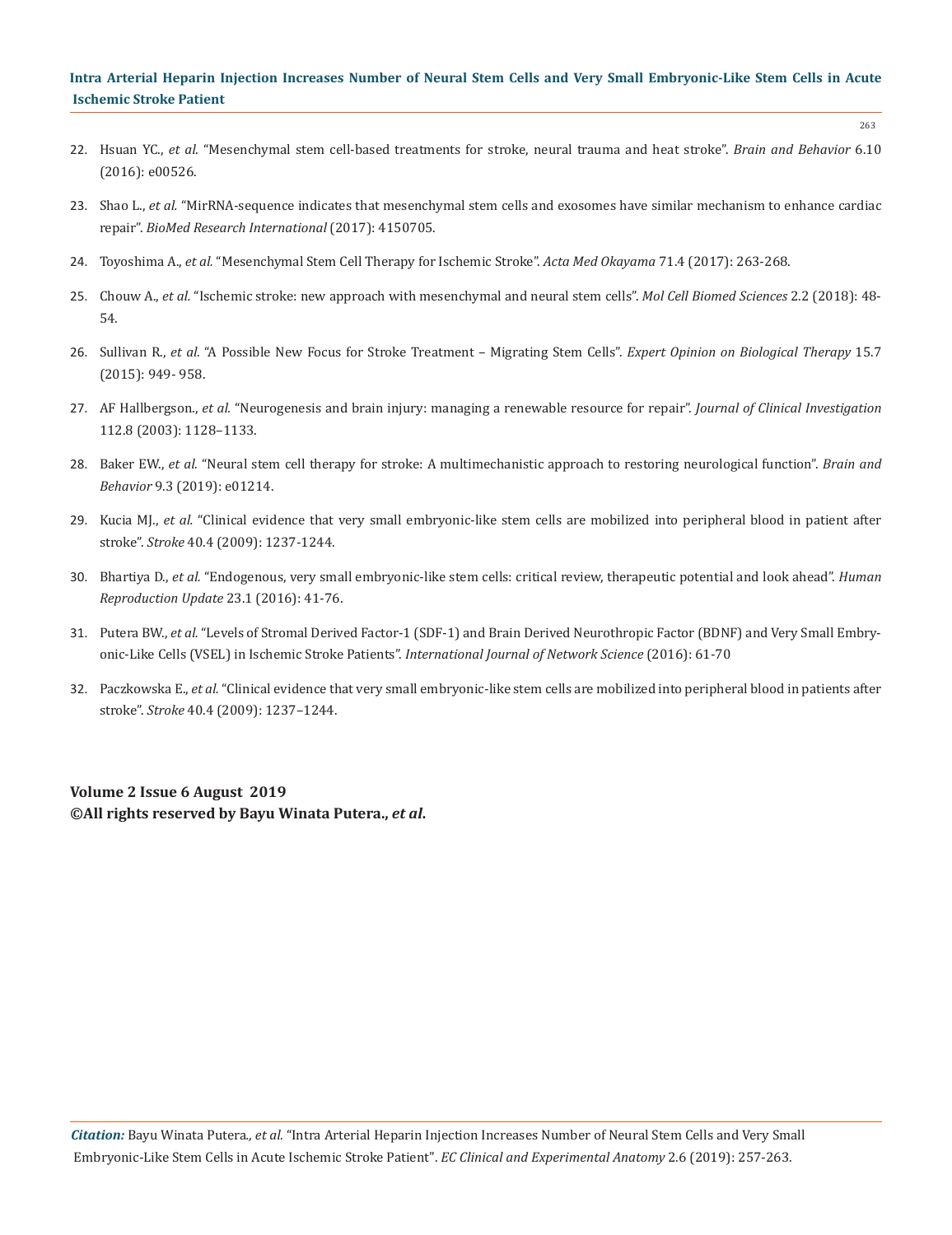22. Hsuan YC., *et al.* "Mesenchymal stem cell-based treatments for stroke, neural trauma and heat stroke". *Brain and Behavior* 6.10 (2016): e00526.

23. Shao L., *et al.* "MirRNA-sequence indicates that mesenchymal stem cells and exosomes have similar mechanism to enhance cardiac repair". *BioMed Research International* (2017): 4150705.

24. Toyoshima A., *et al.* "Mesenchymal Stem Cell Therapy for Ischemic Stroke". *Acta Med Okayama* 71.4 (2017): 263-268.

25. Chouw A., *et al.* "Ischemic stroke: new approach with mesenchymal and neural stem cells". *Mol Cell Biomed Sciences* 2.2 (2018): 48-54.

26. Sullivan R., *et al.* "A Possible New Focus for Stroke Treatment – Migrating Stem Cells". *Expert Opinion on Biological Therapy* 15.7 (2015): 949- 958.

27. AF Hallbergson., *et al.* "Neurogenesis and brain injury: managing a renewable resource for repair". *Journal of Clinical Investigation* 112.8 (2003): 1128–1133.

28. Baker EW., *et al.* "Neural stem cell therapy for stroke: A multimechanistic approach to restoring neurological function". *Brain and Behavior* 9.3 (2019): e01214.

29. Kucia MJ., *et al.* "Clinical evidence that very small embryonic-like stem cells are mobilized into peripheral blood in patient after stroke". *Stroke* 40.4 (2009): 1237-1244.

30. Bhartiya D., *et al.* "Endogenous, very small embryonic-like stem cells: critical review, therapeutic potential and look ahead". *Human Reproduction Update* 23.1 (2016): 41-76.

31. Putera BW., *et al.* "Levels of Stromal Derived Factor-1 (SDF-1) and Brain Derived Neurothropic Factor (BDNF) and Very Small Embryonic-Like Cells (VSEL) in Ischemic Stroke Patients". *International Journal of Network Science* (2016): 61-70

32. Paczkowska E., *et al.* "Clinical evidence that very small embryonic-like stem cells are mobilized into peripheral blood in patients after stroke". *Stroke* 40.4 (2009): 1237–1244.

**Volume 2 Issue 6 August 2019**
**©All rights reserved by Bayu Winata Putera., *et al*.**